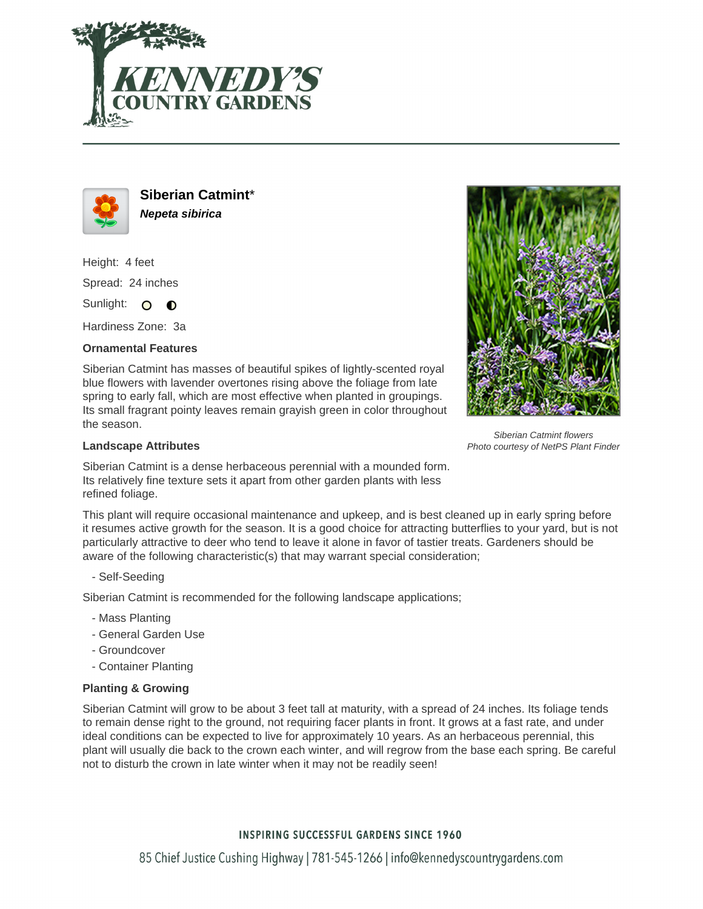# Siberian Catmint*

***Nepeta sibirica***

Height: 4 feet

Spread: 24 inches

Sunlight: ○ ◐

Hardiness Zone: 3a

### Ornamental Features

Siberian Catmint has masses of beautiful spikes of lightly-scented royal blue flowers with lavender overtones rising above the foliage from late spring to early fall, which are most effective when planted in groupings. Its small fragrant pointy leaves remain grayish green in color throughout the season.

*Siberian Catmint flowers*
*Photo courtesy of NetPS Plant Finder*

### Landscape Attributes

Siberian Catmint is a dense herbaceous perennial with a mounded form. Its relatively fine texture sets it apart from other garden plants with less refined foliage.

This plant will require occasional maintenance and upkeep, and is best cleaned up in early spring before it resumes active growth for the season. It is a good choice for attracting butterflies to your yard, but is not particularly attractive to deer who tend to leave it alone in favor of tastier treats. Gardeners should be aware of the following characteristic(s) that may warrant special consideration;

- Self-Seeding

Siberian Catmint is recommended for the following landscape applications;

- Mass Planting
- General Garden Use
- Groundcover
- Container Planting

### Planting & Growing

Siberian Catmint will grow to be about 3 feet tall at maturity, with a spread of 24 inches. Its foliage tends to remain dense right to the ground, not requiring facer plants in front. It grows at a fast rate, and under ideal conditions can be expected to live for approximately 10 years. As an herbaceous perennial, this plant will usually die back to the crown each winter, and will regrow from the base each spring. Be careful not to disturb the crown in late winter when it may not be readily seen!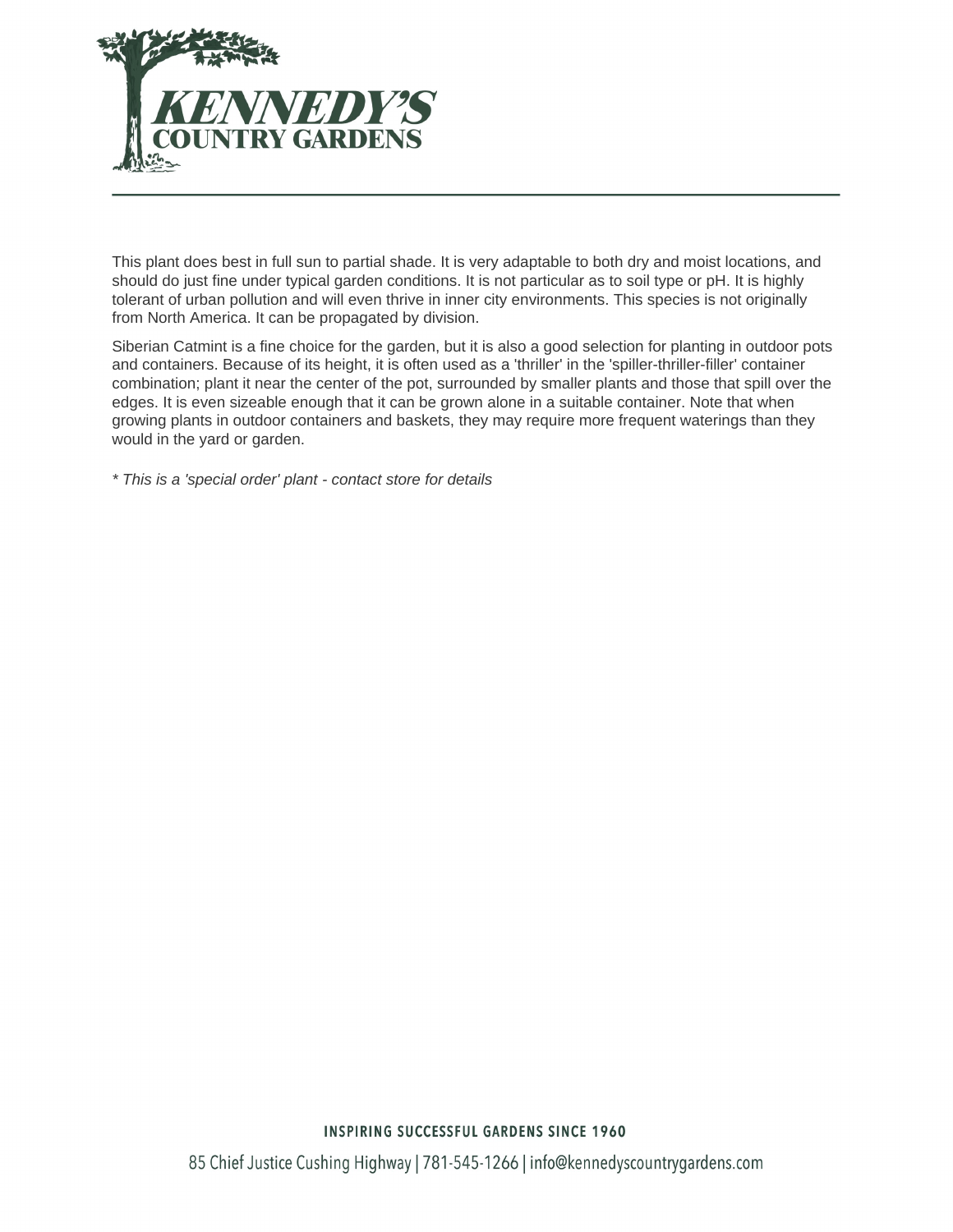This plant does best in full sun to partial shade. It is very adaptable to both dry and moist locations, and should do just fine under typical garden conditions. It is not particular as to soil type or pH. It is highly tolerant of urban pollution and will even thrive in inner city environments. This species is not originally from North America. It can be propagated by division.

Siberian Catmint is a fine choice for the garden, but it is also a good selection for planting in outdoor pots and containers. Because of its height, it is often used as a 'thriller' in the 'spiller-thriller-filler' container combination; plant it near the center of the pot, surrounded by smaller plants and those that spill over the edges. It is even sizeable enough that it can be grown alone in a suitable container. Note that when growing plants in outdoor containers and baskets, they may require more frequent waterings than they would in the yard or garden.

*\* This is a 'special order' plant - contact store for details*